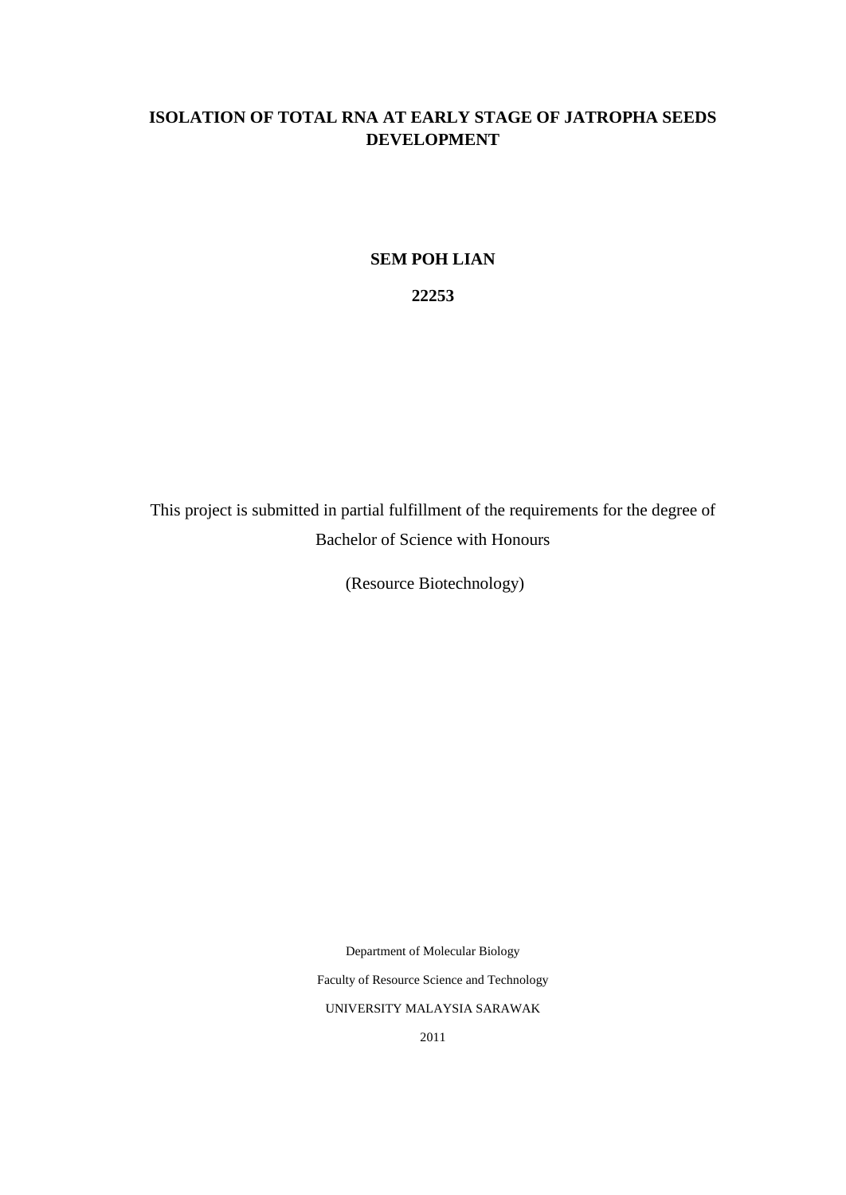# ISOLATION OF TOTAL RNA AT EARLY STAGE OF JATROPHA SEEDS DEVELOPMENT

**SEM POH LIAN**

**22253**

This project is submitted in partial fulfillment of the requirements for the degree of Bachelor of Science with Honours

(Resource Biotechnology)

Department of Molecular Biology

Faculty of Resource Science and Technology

UNIVERSITY MALAYSIA SARAWAK

2011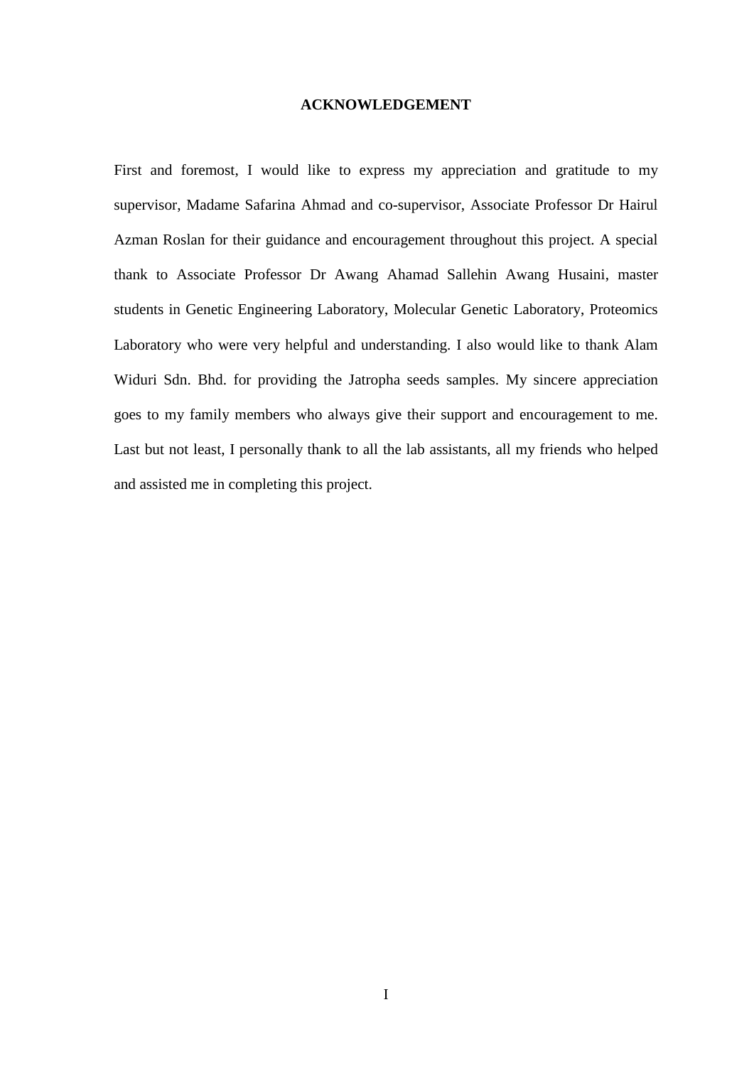# ACKNOWLEDGEMENT

First and foremost, I would like to express my appreciation and gratitude to my supervisor, Madame Safarina Ahmad and co-supervisor, Associate Professor Dr Hairul Azman Roslan for their guidance and encouragement throughout this project. A special thank to Associate Professor Dr Awang Ahamad Sallehin Awang Husaini, master students in Genetic Engineering Laboratory, Molecular Genetic Laboratory, Proteomics Laboratory who were very helpful and understanding. I also would like to thank Alam Widuri Sdn. Bhd. for providing the Jatropha seeds samples. My sincere appreciation goes to my family members who always give their support and encouragement to me. Last but not least, I personally thank to all the lab assistants, all my friends who helped and assisted me in completing this project.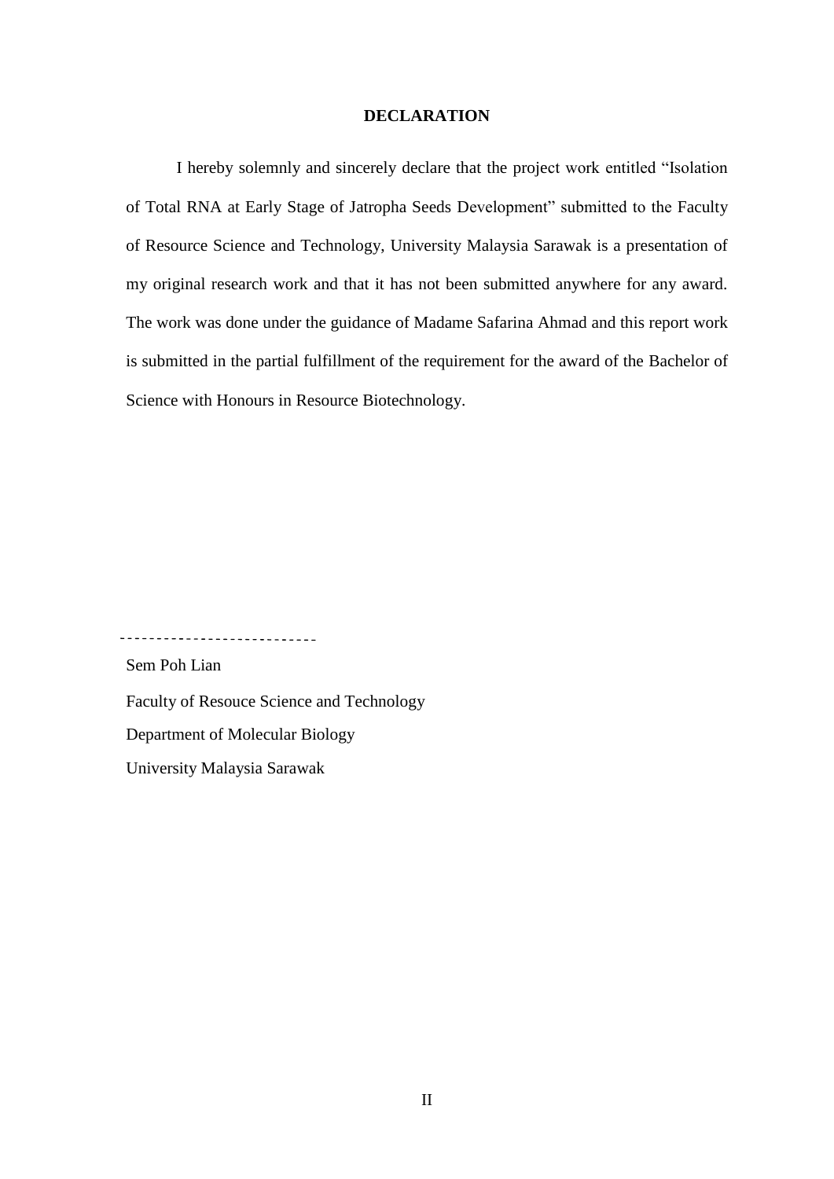# DECLARATION

I hereby solemnly and sincerely declare that the project work entitled "Isolation of Total RNA at Early Stage of Jatropha Seeds Development" submitted to the Faculty of Resource Science and Technology, University Malaysia Sarawak is a presentation of my original research work and that it has not been submitted anywhere for any award. The work was done under the guidance of Madame Safarina Ahmad and this report work is submitted in the partial fulfillment of the requirement for the award of the Bachelor of Science with Honours in Resource Biotechnology.

---------------------------

Sem Poh Lian

Faculty of Resouce Science and Technology

Department of Molecular Biology

University Malaysia Sarawak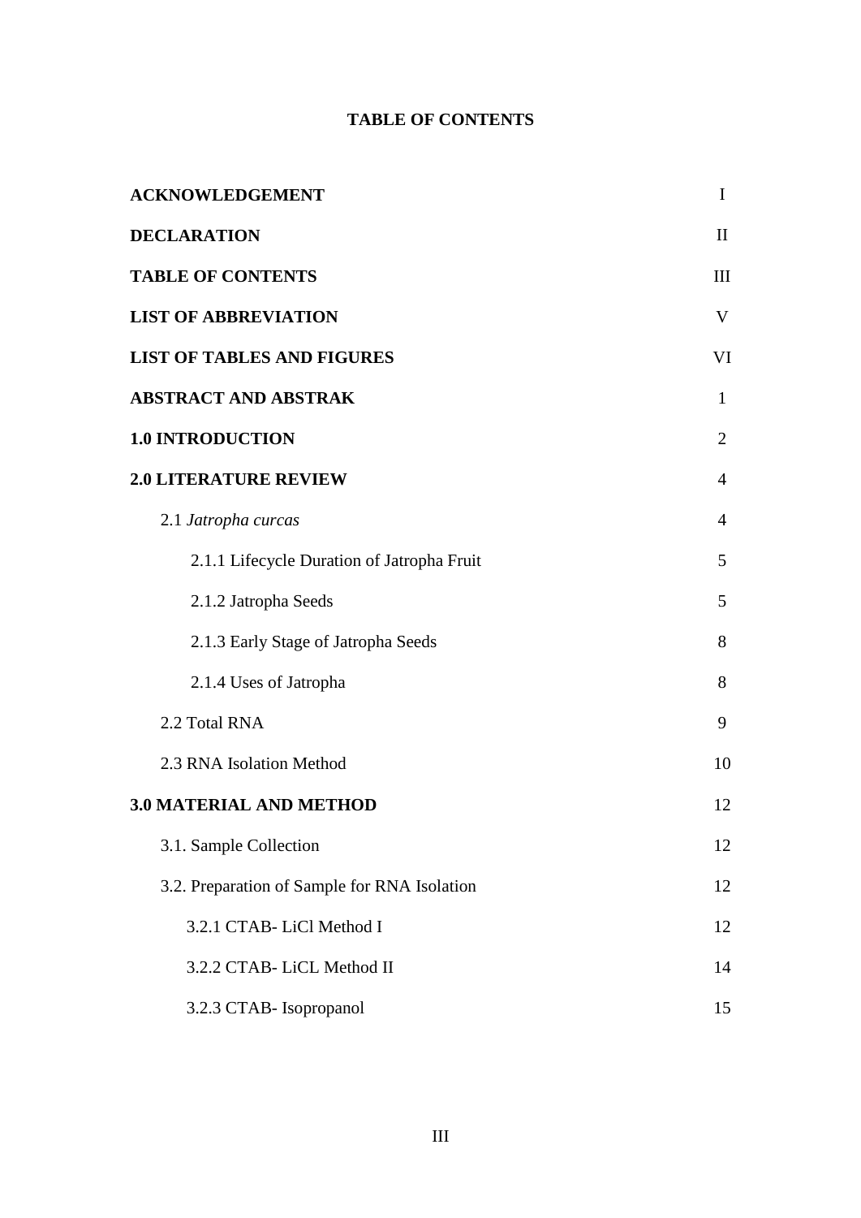**TABLE OF CONTENTS**

| | |
|---|---|
| **ACKNOWLEDGEMENT** | I |
| **DECLARATION** | II |
| **TABLE OF CONTENTS** | III |
| **LIST OF ABBREVIATION** | V |
| **LIST OF TABLES AND FIGURES** | VI |
| **ABSTRACT AND ABSTRAK** | 1 |
| **1.0 INTRODUCTION** | 2 |
| **2.0 LITERATURE REVIEW** | 4 |
| 2.1 *Jatropha curcas* | 4 |
| 2.1.1 Lifecycle Duration of Jatropha Fruit | 5 |
| 2.1.2 Jatropha Seeds | 5 |
| 2.1.3 Early Stage of Jatropha Seeds | 8 |
| 2.1.4 Uses of Jatropha | 8 |
| 2.2 Total RNA | 9 |
| 2.3 RNA Isolation Method | 10 |
| **3.0 MATERIAL AND METHOD** | 12 |
| 3.1. Sample Collection | 12 |
| 3.2. Preparation of Sample for RNA Isolation | 12 |
| 3.2.1 CTAB- LiCl Method I | 12 |
| 3.2.2 CTAB- LiCL Method II | 14 |
| 3.2.3 CTAB- Isopropanol | 15 |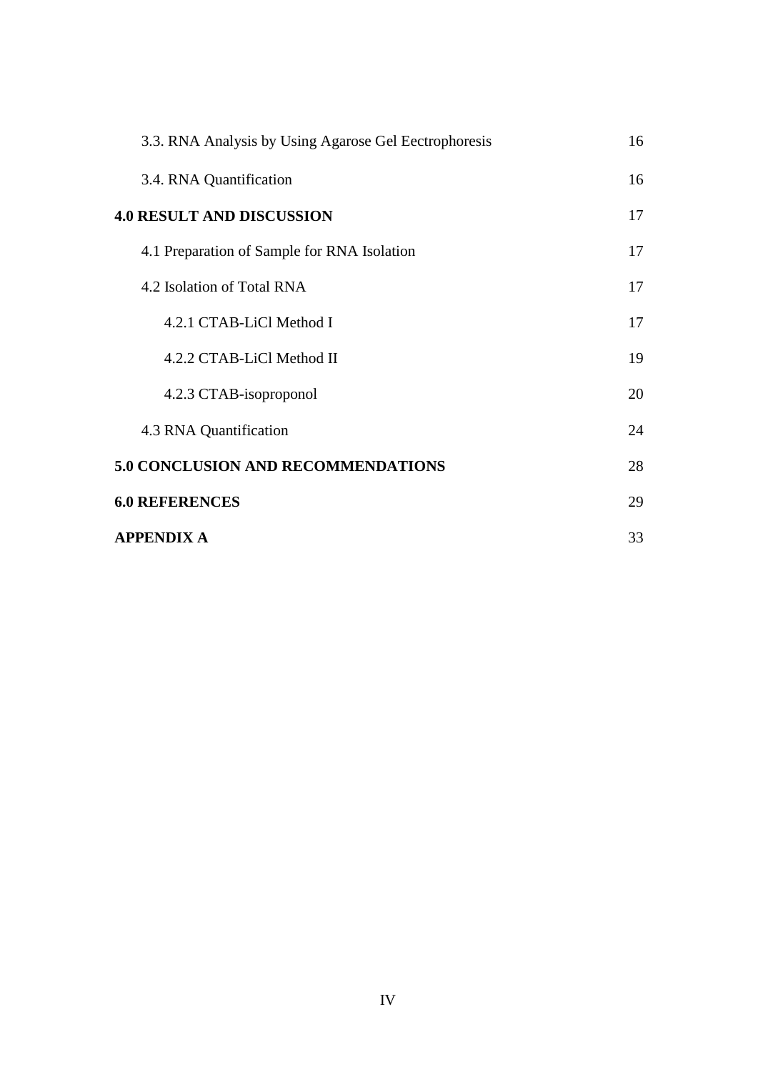3.3. RNA Analysis by Using Agarose Gel Eectrophoresis 16

3.4. RNA Quantification 16

**4.0 RESULT AND DISCUSSION** 17

4.1 Preparation of Sample for RNA Isolation 17

4.2 Isolation of Total RNA 17

4.2.1 CTAB-LiCl Method I 17

4.2.2 CTAB-LiCl Method II 19

4.2.3 CTAB-isoproponol 20

4.3 RNA Quantification 24

**5.0 CONCLUSION AND RECOMMENDATIONS** 28

**6.0 REFERENCES** 29

**APPENDIX A** 33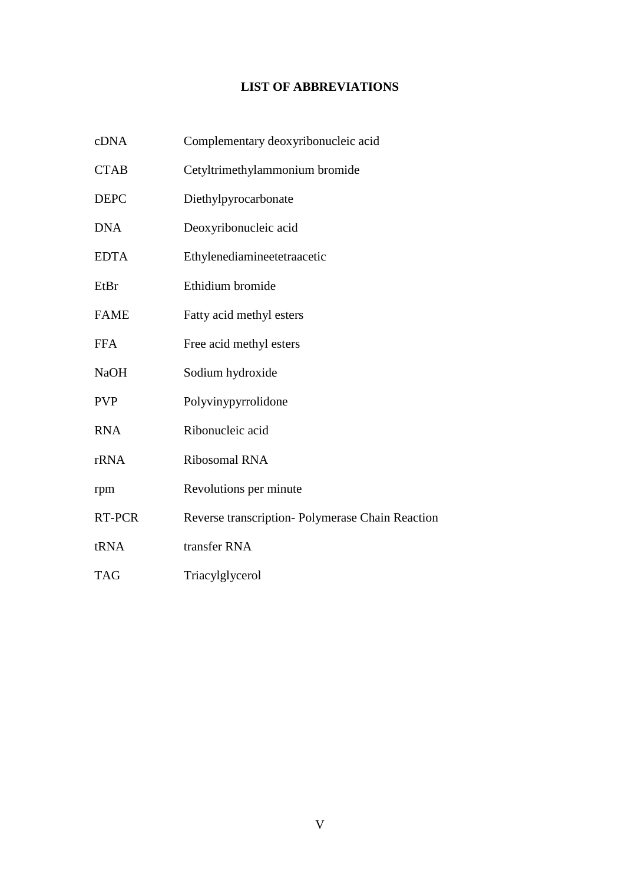# LIST OF ABBREVIATIONS

| | |
|---|---|
| cDNA | Complementary deoxyribonucleic acid |
| CTAB | Cetyltrimethylammonium bromide |
| DEPC | Diethylpyrocarbonate |
| DNA | Deoxyribonucleic acid |
| EDTA | Ethylenediamineetetraacetic |
| EtBr | Ethidium bromide |
| FAME | Fatty acid methyl esters |
| FFA | Free acid methyl esters |
| NaOH | Sodium hydroxide |
| PVP | Polyvinypyrrolidone |
| RNA | Ribonucleic acid |
| rRNA | Ribosomal RNA |
| rpm | Revolutions per minute |
| RT-PCR | Reverse transcription- Polymerase Chain Reaction |
| tRNA | transfer RNA |
| TAG | Triacylglycerol |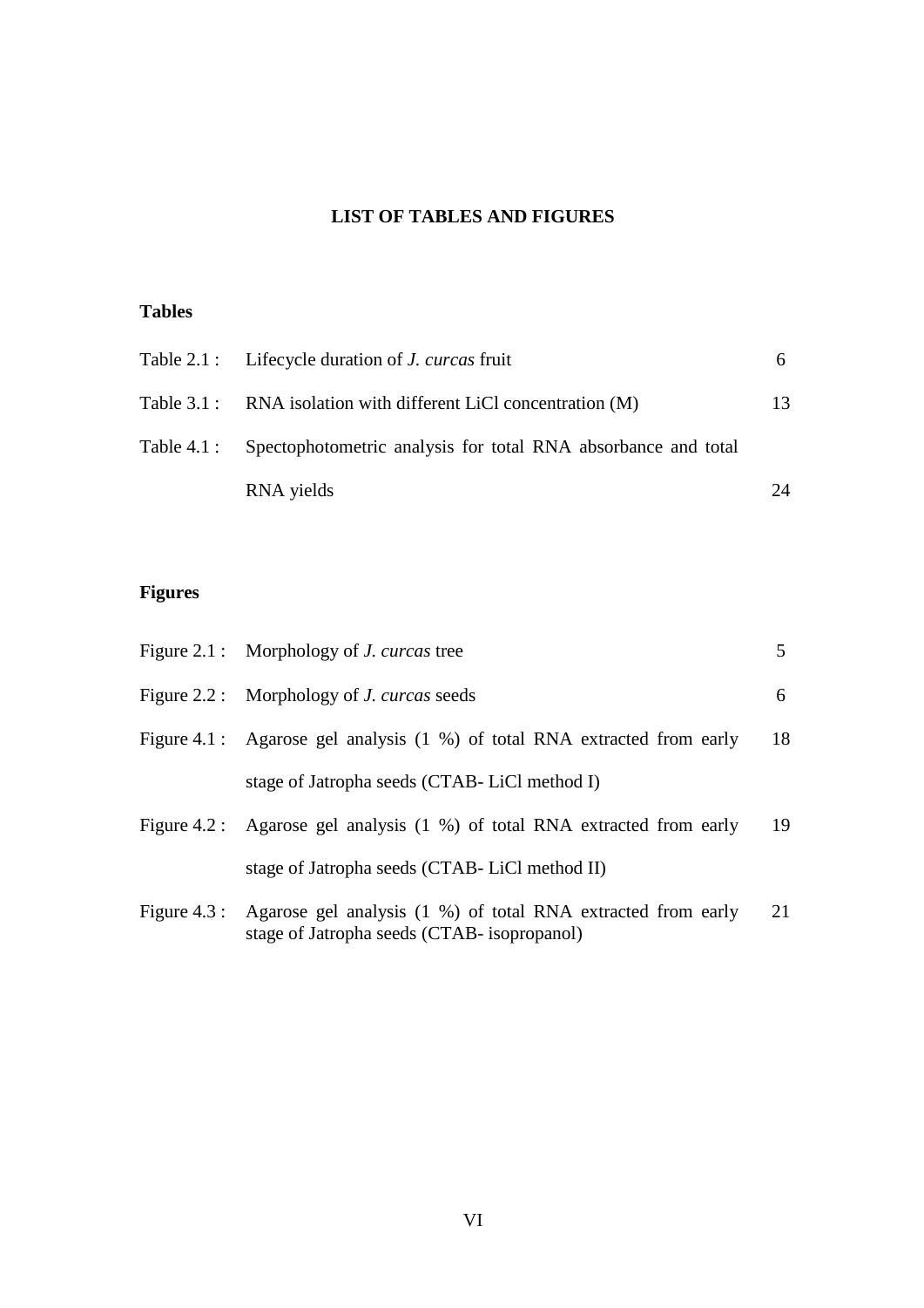# LIST OF TABLES AND FIGURES

## Tables

| | | |
|---|---|---|
| Table 2.1 : | Lifecycle duration of *J. curcas* fruit | 6 |
| Table 3.1 : | RNA isolation with different LiCl concentration (M) | 13 |
| Table 4.1 : | Spectophotometric analysis for total RNA absorbance and total RNA yields | 24 |

## Figures

| | | |
|---|---|---|
| Figure 2.1 : | Morphology of *J. curcas* tree | 5 |
| Figure 2.2 : | Morphology of *J. curcas* seeds | 6 |
| Figure 4.1 : | Agarose gel analysis (1 %) of total RNA extracted from early stage of Jatropha seeds (CTAB- LiCl method I) | 18 |
| Figure 4.2 : | Agarose gel analysis (1 %) of total RNA extracted from early stage of Jatropha seeds (CTAB- LiCl method II) | 19 |
| Figure 4.3 : | Agarose gel analysis (1 %) of total RNA extracted from early stage of Jatropha seeds (CTAB- isopropanol) | 21 |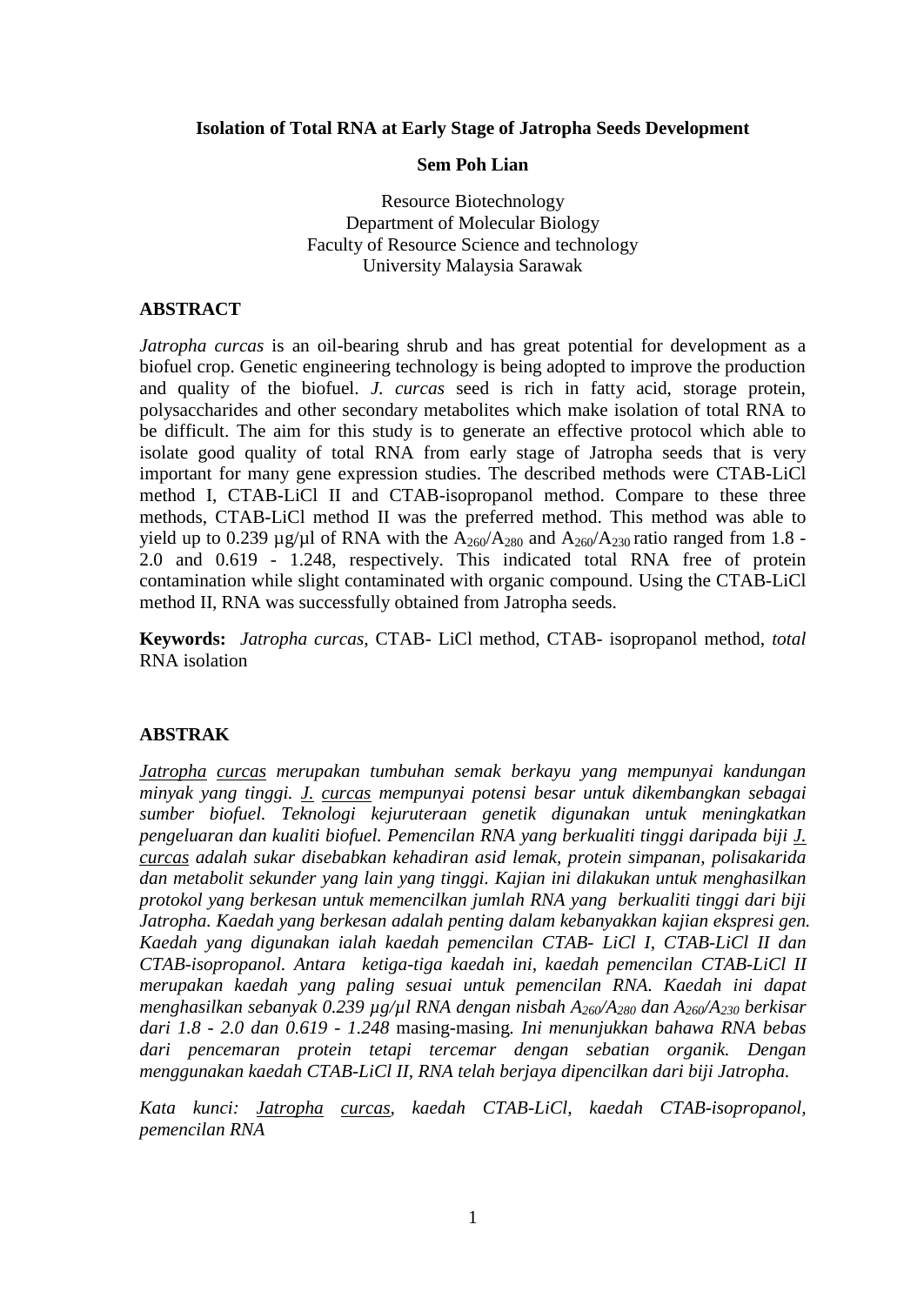**Isolation of Total RNA at Early Stage of Jatropha Seeds Development**

**Sem Poh Lian**

Resource Biotechnology
Department of Molecular Biology
Faculty of Resource Science and technology
University Malaysia Sarawak

## ABSTRACT

*Jatropha curcas* is an oil-bearing shrub and has great potential for development as a biofuel crop. Genetic engineering technology is being adopted to improve the production and quality of the biofuel. *J. curcas* seed is rich in fatty acid, storage protein, polysaccharides and other secondary metabolites which make isolation of total RNA to be difficult. The aim for this study is to generate an effective protocol which able to isolate good quality of total RNA from early stage of Jatropha seeds that is very important for many gene expression studies. The described methods were CTAB-LiCl method I, CTAB-LiCl II and CTAB-isopropanol method. Compare to these three methods, CTAB-LiCl method II was the preferred method. This method was able to yield up to 0.239 µg/µl of RNA with the $A_{260}/A_{280}$ and $A_{260}/A_{230}$ ratio ranged from 1.8 - 2.0 and 0.619 - 1.248, respectively. This indicated total RNA free of protein contamination while slight contaminated with organic compound. Using the CTAB-LiCl method II, RNA was successfully obtained from Jatropha seeds.

**Keywords:** *Jatropha curcas*, CTAB- LiCl method, CTAB- isopropanol method, *total* RNA isolation

## ABSTRAK

*Jatropha curcas merupakan tumbuhan semak berkayu yang mempunyai kandungan minyak yang tinggi. J. curcas mempunyai potensi besar untuk dikembangkan sebagai sumber biofuel. Teknologi kejuruteraan genetik digunakan untuk meningkatkan pengeluaran dan kualiti biofuel. Pemencilan RNA yang berkualiti tinggi daripada biji J. curcas adalah sukar disebabkan kehadiran asid lemak, protein simpanan, polisakarida dan metabolit sekunder yang lain yang tinggi. Kajian ini dilakukan untuk menghasilkan protokol yang berkesan untuk memencilkan jumlah RNA yang berkualiti tinggi dari biji Jatropha. Kaedah yang berkesan adalah penting dalam kebanyakkan kajian ekspresi gen. Kaedah yang digunakan ialah kaedah pemencilan CTAB- LiCl I, CTAB-LiCl II dan CTAB-isopropanol. Antara ketiga-tiga kaedah ini, kaedah pemencilan CTAB-LiCl II merupakan kaedah yang paling sesuai untuk pemencilan RNA. Kaedah ini dapat menghasilkan sebanyak 0.239 µg/µl RNA dengan nisbah $A_{260}/A_{280}$ dan $A_{260}/A_{230}$ berkisar dari 1.8 - 2.0 dan 0.619 - 1.248* masing-masing*. Ini menunjukkan bahawa RNA bebas dari pencemaran protein tetapi tercemar dengan sebatian organik. Dengan menggunakan kaedah CTAB-LiCl II, RNA telah berjaya dipencilkan dari biji Jatropha.*

*Kata kunci: Jatropha curcas, kaedah CTAB-LiCl, kaedah CTAB-isopropanol, pemencilan RNA*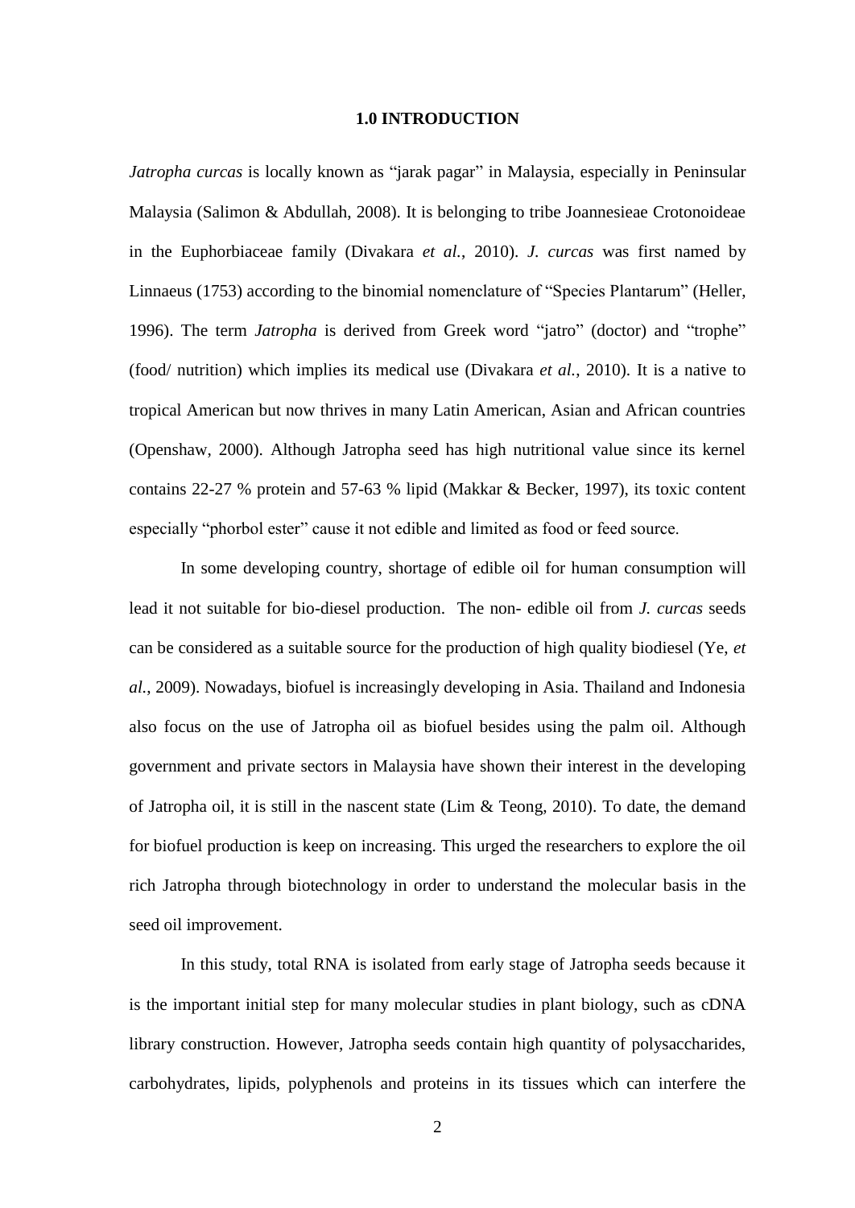## 1.0 INTRODUCTION

*Jatropha curcas* is locally known as "jarak pagar" in Malaysia, especially in Peninsular Malaysia (Salimon & Abdullah, 2008). It is belonging to tribe Joannesieae Crotonoideae in the Euphorbiaceae family (Divakara *et al.*, 2010). *J. curcas* was first named by Linnaeus (1753) according to the binomial nomenclature of "Species Plantarum" (Heller, 1996). The term *Jatropha* is derived from Greek word "jatro" (doctor) and "trophe" (food/ nutrition) which implies its medical use (Divakara *et al.*, 2010). It is a native to tropical American but now thrives in many Latin American, Asian and African countries (Openshaw, 2000). Although Jatropha seed has high nutritional value since its kernel contains 22-27 % protein and 57-63 % lipid (Makkar & Becker, 1997), its toxic content especially "phorbol ester" cause it not edible and limited as food or feed source.

In some developing country, shortage of edible oil for human consumption will lead it not suitable for bio-diesel production. The non- edible oil from *J. curcas* seeds can be considered as a suitable source for the production of high quality biodiesel (Ye, *et al.*, 2009). Nowadays, biofuel is increasingly developing in Asia. Thailand and Indonesia also focus on the use of Jatropha oil as biofuel besides using the palm oil. Although government and private sectors in Malaysia have shown their interest in the developing of Jatropha oil, it is still in the nascent state (Lim & Teong, 2010). To date, the demand for biofuel production is keep on increasing. This urged the researchers to explore the oil rich Jatropha through biotechnology in order to understand the molecular basis in the seed oil improvement.

In this study, total RNA is isolated from early stage of Jatropha seeds because it is the important initial step for many molecular studies in plant biology, such as cDNA library construction. However, Jatropha seeds contain high quantity of polysaccharides, carbohydrates, lipids, polyphenols and proteins in its tissues which can interfere the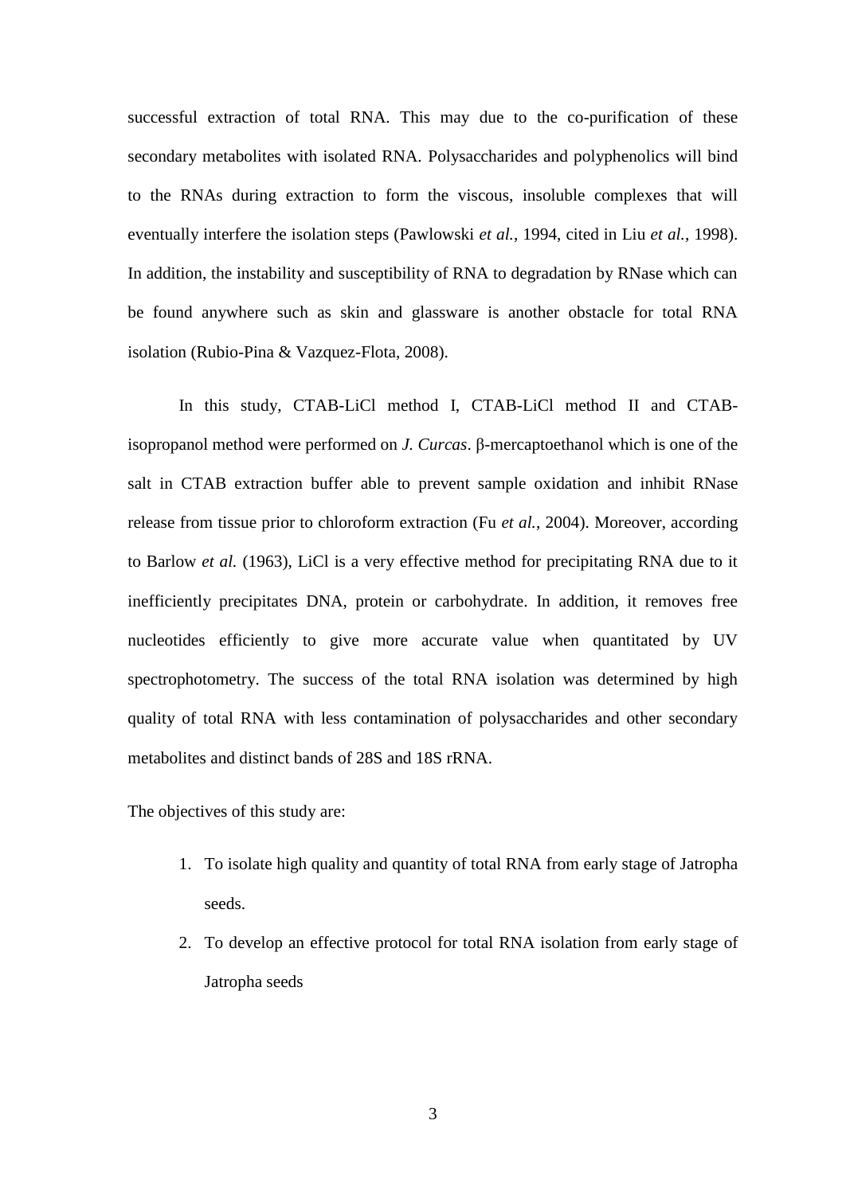successful extraction of total RNA. This may due to the co-purification of these secondary metabolites with isolated RNA. Polysaccharides and polyphenolics will bind to the RNAs during extraction to form the viscous, insoluble complexes that will eventually interfere the isolation steps (Pawlowski *et al.*, 1994, cited in Liu *et al.*, 1998). In addition, the instability and susceptibility of RNA to degradation by RNase which can be found anywhere such as skin and glassware is another obstacle for total RNA isolation (Rubio-Pina & Vazquez-Flota, 2008).

In this study, CTAB-LiCl method I, CTAB-LiCl method II and CTAB-isopropanol method were performed on *J. Curcas*. β-mercaptoethanol which is one of the salt in CTAB extraction buffer able to prevent sample oxidation and inhibit RNase release from tissue prior to chloroform extraction (Fu *et al.*, 2004). Moreover, according to Barlow *et al.* (1963), LiCl is a very effective method for precipitating RNA due to it inefficiently precipitates DNA, protein or carbohydrate. In addition, it removes free nucleotides efficiently to give more accurate value when quantitated by UV spectrophotometry. The success of the total RNA isolation was determined by high quality of total RNA with less contamination of polysaccharides and other secondary metabolites and distinct bands of 28S and 18S rRNA.

The objectives of this study are:

1. To isolate high quality and quantity of total RNA from early stage of Jatropha seeds.
2. To develop an effective protocol for total RNA isolation from early stage of Jatropha seeds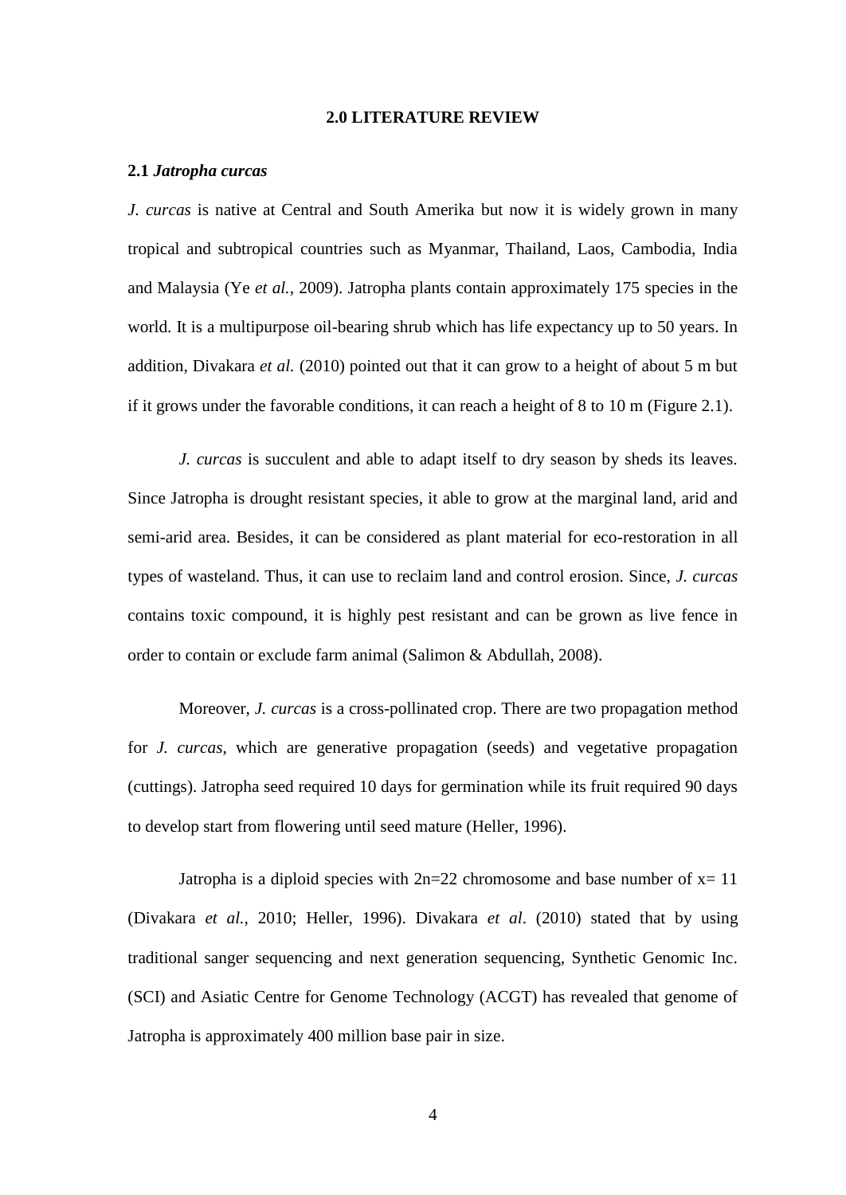## 2.0 LITERATURE REVIEW

### 2.1 *Jatropha curcas*

*J. curcas* is native at Central and South Amerika but now it is widely grown in many tropical and subtropical countries such as Myanmar, Thailand, Laos, Cambodia, India and Malaysia (Ye *et al.*, 2009). Jatropha plants contain approximately 175 species in the world. It is a multipurpose oil-bearing shrub which has life expectancy up to 50 years. In addition, Divakara *et al.* (2010) pointed out that it can grow to a height of about 5 m but if it grows under the favorable conditions, it can reach a height of 8 to 10 m (Figure 2.1).

*J. curcas* is succulent and able to adapt itself to dry season by sheds its leaves. Since Jatropha is drought resistant species, it able to grow at the marginal land, arid and semi-arid area. Besides, it can be considered as plant material for eco-restoration in all types of wasteland. Thus, it can use to reclaim land and control erosion. Since, *J. curcas* contains toxic compound, it is highly pest resistant and can be grown as live fence in order to contain or exclude farm animal (Salimon & Abdullah, 2008).

Moreover, *J. curcas* is a cross-pollinated crop. There are two propagation method for *J. curcas*, which are generative propagation (seeds) and vegetative propagation (cuttings). Jatropha seed required 10 days for germination while its fruit required 90 days to develop start from flowering until seed mature (Heller, 1996).

Jatropha is a diploid species with 2n=22 chromosome and base number of x= 11 (Divakara *et al.*, 2010; Heller, 1996). Divakara *et al*. (2010) stated that by using traditional sanger sequencing and next generation sequencing, Synthetic Genomic Inc. (SCI) and Asiatic Centre for Genome Technology (ACGT) has revealed that genome of Jatropha is approximately 400 million base pair in size.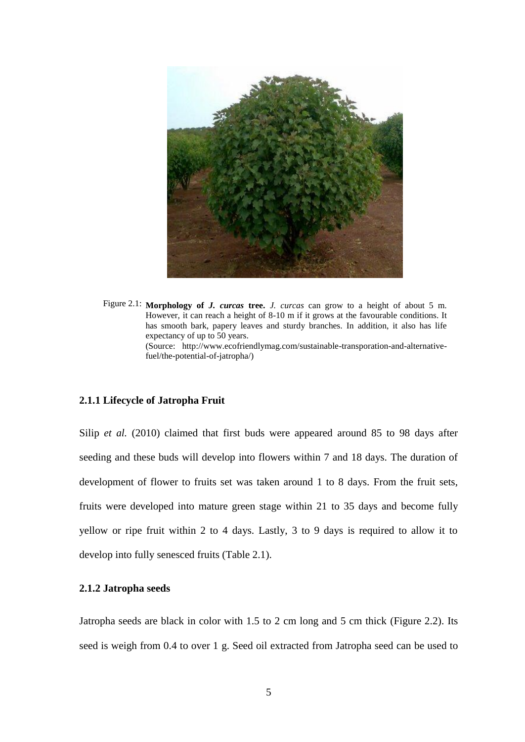Figure 2.1: **Morphology of *J. curcas* tree.** *J. curcas* can grow to a height of about 5 m. However, it can reach a height of 8-10 m if it grows at the favourable conditions. It has smooth bark, papery leaves and sturdy branches. In addition, it also has life expectancy of up to 50 years.
(Source: http://www.ecofriendlymag.com/sustainable-transporation-and-alternative-fuel/the-potential-of-jatropha/)

### 2.1.1 Lifecycle of Jatropha Fruit

Silip *et al.* (2010) claimed that first buds were appeared around 85 to 98 days after seeding and these buds will develop into flowers within 7 and 18 days. The duration of development of flower to fruits set was taken around 1 to 8 days. From the fruit sets, fruits were developed into mature green stage within 21 to 35 days and become fully yellow or ripe fruit within 2 to 4 days. Lastly, 3 to 9 days is required to allow it to develop into fully senesced fruits (Table 2.1).

### 2.1.2 Jatropha seeds

Jatropha seeds are black in color with 1.5 to 2 cm long and 5 cm thick (Figure 2.2). Its seed is weigh from 0.4 to over 1 g. Seed oil extracted from Jatropha seed can be used to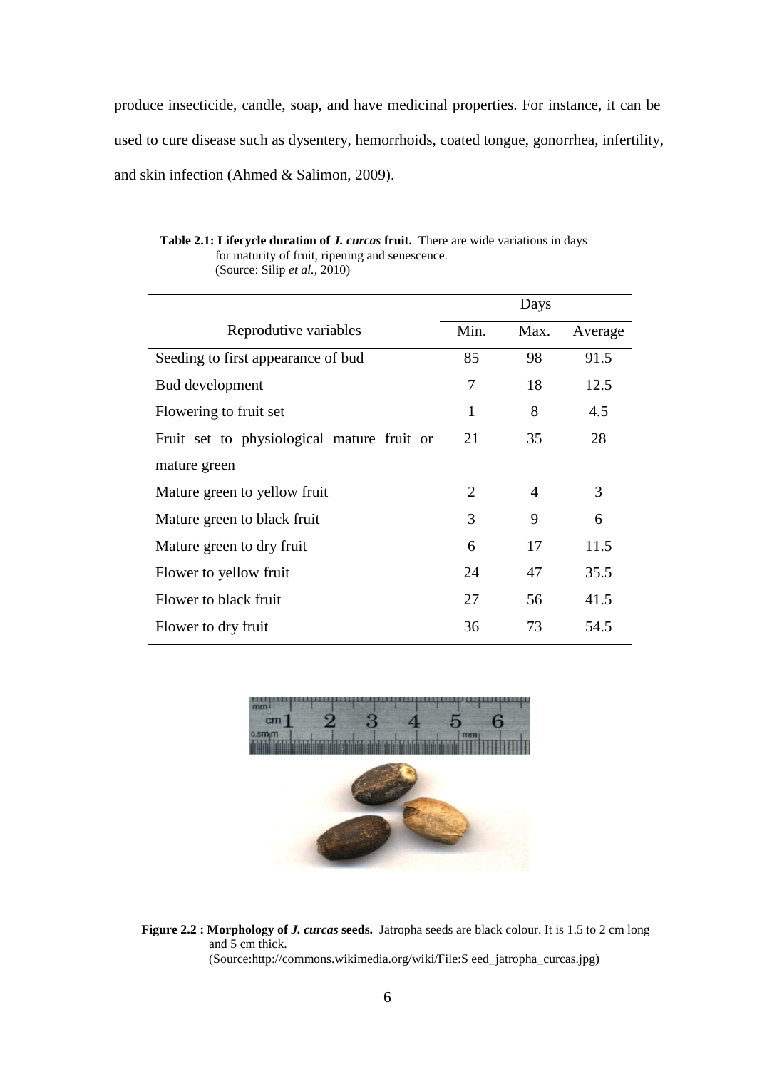produce insecticide, candle, soap, and have medicinal properties. For instance, it can be used to cure disease such as dysentery, hemorrhoids, coated tongue, gonorrhea, infertility, and skin infection (Ahmed & Salimon, 2009).

**Table 2.1: Lifecycle duration of *J. curcas* fruit.** There are wide variations in days for maturity of fruit, ripening and senescence. (Source: Silip *et al.*, 2010)

| Reprodutive variables | Days | | |
|---|---|---|---|
| | Min. | Max. | Average |
| Seeding to first appearance of bud | 85 | 98 | 91.5 |
| Bud development | 7 | 18 | 12.5 |
| Flowering to fruit set | 1 | 8 | 4.5 |
| Fruit set to physiological mature fruit or mature green | 21 | 35 | 28 |
| Mature green to yellow fruit | 2 | 4 | 3 |
| Mature green to black fruit | 3 | 9 | 6 |
| Mature green to dry fruit | 6 | 17 | 11.5 |
| Flower to yellow fruit | 24 | 47 | 35.5 |
| Flower to black fruit | 27 | 56 | 41.5 |
| Flower to dry fruit | 36 | 73 | 54.5 |

**Figure 2.2 : Morphology of *J. curcas* seeds.** Jatropha seeds are black colour. It is 1.5 to 2 cm long and 5 cm thick. (Source:http://commons.wikimedia.org/wiki/File:S eed_jatropha_curcas.jpg)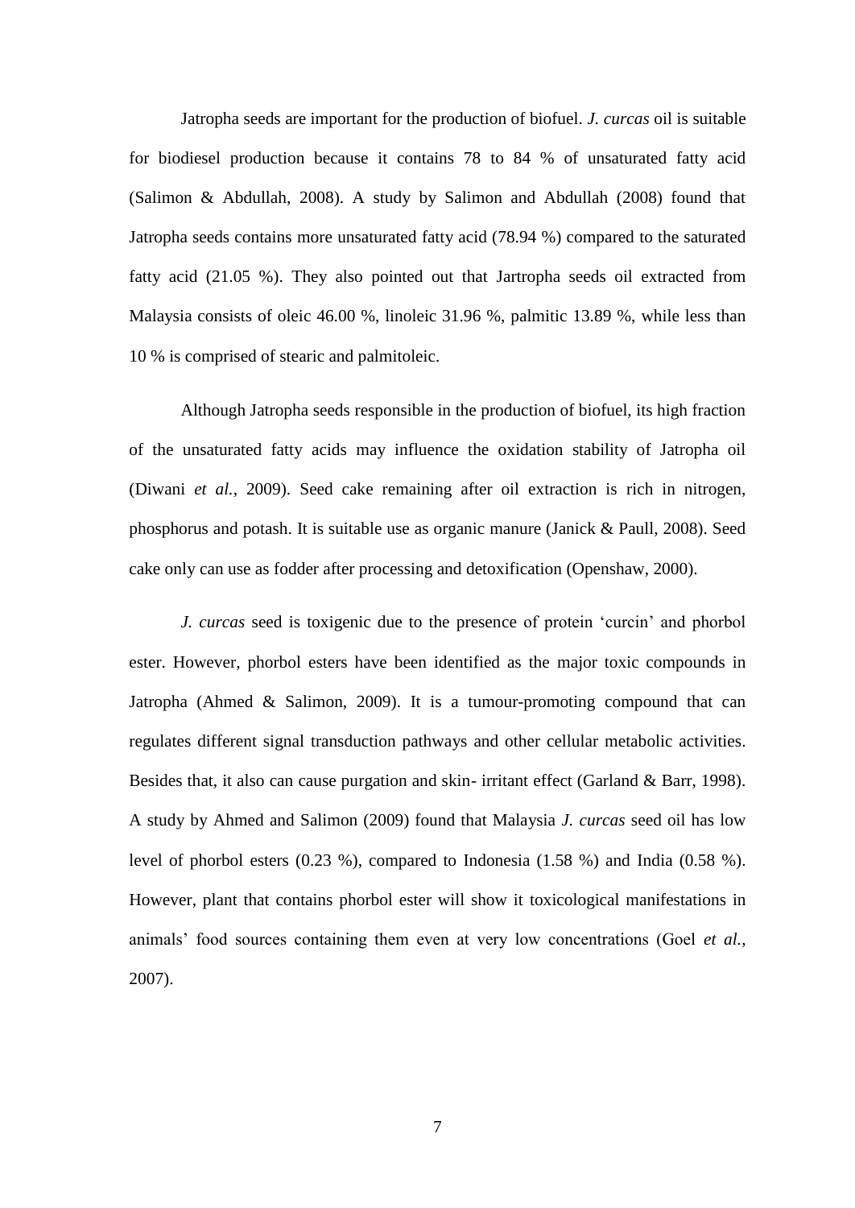Jatropha seeds are important for the production of biofuel. *J. curcas* oil is suitable for biodiesel production because it contains 78 to 84 % of unsaturated fatty acid (Salimon & Abdullah, 2008). A study by Salimon and Abdullah (2008) found that Jatropha seeds contains more unsaturated fatty acid (78.94 %) compared to the saturated fatty acid (21.05 %). They also pointed out that Jartropha seeds oil extracted from Malaysia consists of oleic 46.00 %, linoleic 31.96 %, palmitic 13.89 %, while less than 10 % is comprised of stearic and palmitoleic.

Although Jatropha seeds responsible in the production of biofuel, its high fraction of the unsaturated fatty acids may influence the oxidation stability of Jatropha oil (Diwani *et al.*, 2009). Seed cake remaining after oil extraction is rich in nitrogen, phosphorus and potash. It is suitable use as organic manure (Janick & Paull, 2008). Seed cake only can use as fodder after processing and detoxification (Openshaw, 2000).

*J. curcas* seed is toxigenic due to the presence of protein 'curcin' and phorbol ester. However, phorbol esters have been identified as the major toxic compounds in Jatropha (Ahmed & Salimon, 2009). It is a tumour-promoting compound that can regulates different signal transduction pathways and other cellular metabolic activities. Besides that, it also can cause purgation and skin- irritant effect (Garland & Barr, 1998). A study by Ahmed and Salimon (2009) found that Malaysia *J. curcas* seed oil has low level of phorbol esters (0.23 %), compared to Indonesia (1.58 %) and India (0.58 %). However, plant that contains phorbol ester will show it toxicological manifestations in animals' food sources containing them even at very low concentrations (Goel *et al.*, 2007).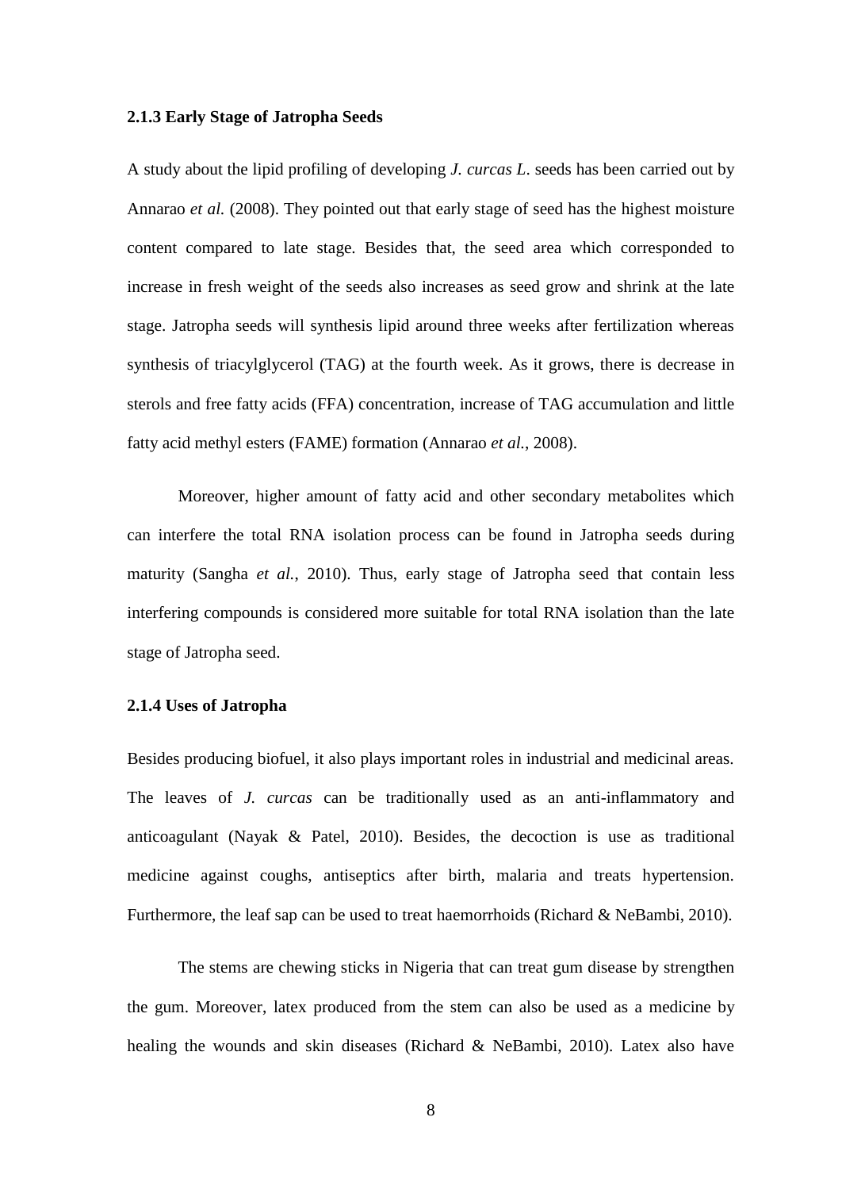### 2.1.3 Early Stage of Jatropha Seeds

A study about the lipid profiling of developing *J. curcas L.* seeds has been carried out by Annarao *et al.* (2008). They pointed out that early stage of seed has the highest moisture content compared to late stage. Besides that, the seed area which corresponded to increase in fresh weight of the seeds also increases as seed grow and shrink at the late stage. Jatropha seeds will synthesis lipid around three weeks after fertilization whereas synthesis of triacylglycerol (TAG) at the fourth week. As it grows, there is decrease in sterols and free fatty acids (FFA) concentration, increase of TAG accumulation and little fatty acid methyl esters (FAME) formation (Annarao *et al.*, 2008).

Moreover, higher amount of fatty acid and other secondary metabolites which can interfere the total RNA isolation process can be found in Jatropha seeds during maturity (Sangha *et al.*, 2010). Thus, early stage of Jatropha seed that contain less interfering compounds is considered more suitable for total RNA isolation than the late stage of Jatropha seed.

### 2.1.4 Uses of Jatropha

Besides producing biofuel, it also plays important roles in industrial and medicinal areas. The leaves of *J. curcas* can be traditionally used as an anti-inflammatory and anticoagulant (Nayak & Patel, 2010). Besides, the decoction is use as traditional medicine against coughs, antiseptics after birth, malaria and treats hypertension. Furthermore, the leaf sap can be used to treat haemorrhoids (Richard & NeBambi, 2010).

The stems are chewing sticks in Nigeria that can treat gum disease by strengthen the gum. Moreover, latex produced from the stem can also be used as a medicine by healing the wounds and skin diseases (Richard & NeBambi, 2010). Latex also have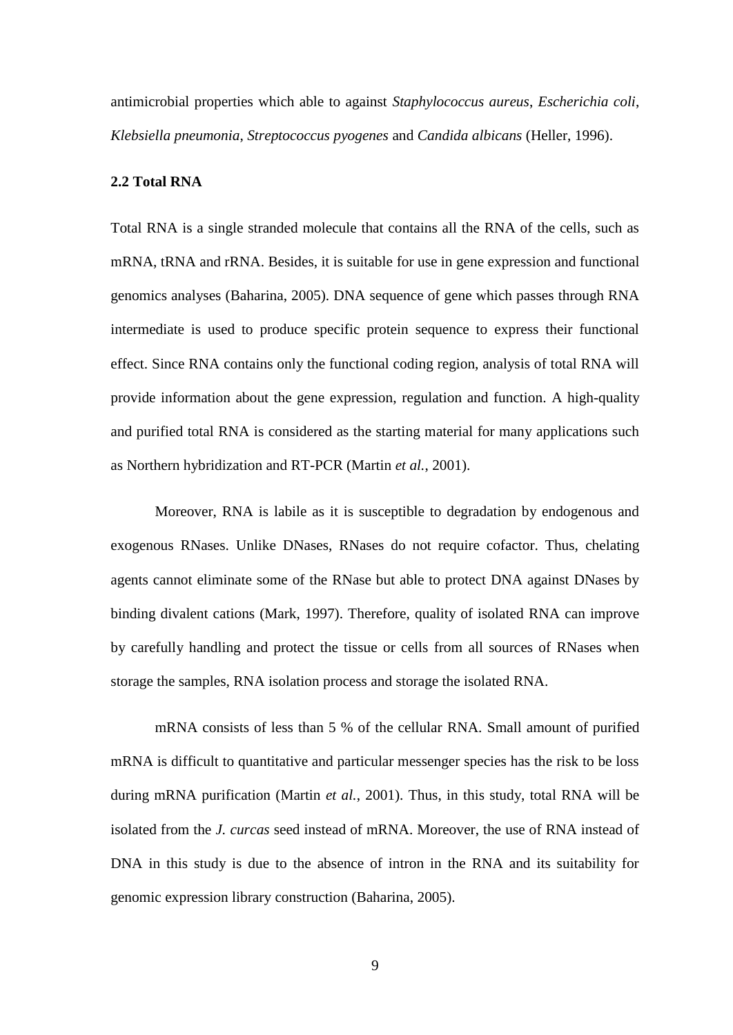antimicrobial properties which able to against *Staphylococcus aureus*, *Escherichia coli*, *Klebsiella pneumonia*, *Streptococcus pyogenes* and *Candida albicans* (Heller, 1996).

## 2.2 Total RNA

Total RNA is a single stranded molecule that contains all the RNA of the cells, such as mRNA, tRNA and rRNA. Besides, it is suitable for use in gene expression and functional genomics analyses (Baharina, 2005). DNA sequence of gene which passes through RNA intermediate is used to produce specific protein sequence to express their functional effect. Since RNA contains only the functional coding region, analysis of total RNA will provide information about the gene expression, regulation and function. A high-quality and purified total RNA is considered as the starting material for many applications such as Northern hybridization and RT-PCR (Martin *et al.*, 2001).

Moreover, RNA is labile as it is susceptible to degradation by endogenous and exogenous RNases. Unlike DNases, RNases do not require cofactor. Thus, chelating agents cannot eliminate some of the RNase but able to protect DNA against DNases by binding divalent cations (Mark, 1997). Therefore, quality of isolated RNA can improve by carefully handling and protect the tissue or cells from all sources of RNases when storage the samples, RNA isolation process and storage the isolated RNA.

mRNA consists of less than 5 % of the cellular RNA. Small amount of purified mRNA is difficult to quantitative and particular messenger species has the risk to be loss during mRNA purification (Martin *et al.*, 2001). Thus, in this study, total RNA will be isolated from the *J. curcas* seed instead of mRNA. Moreover, the use of RNA instead of DNA in this study is due to the absence of intron in the RNA and its suitability for genomic expression library construction (Baharina, 2005).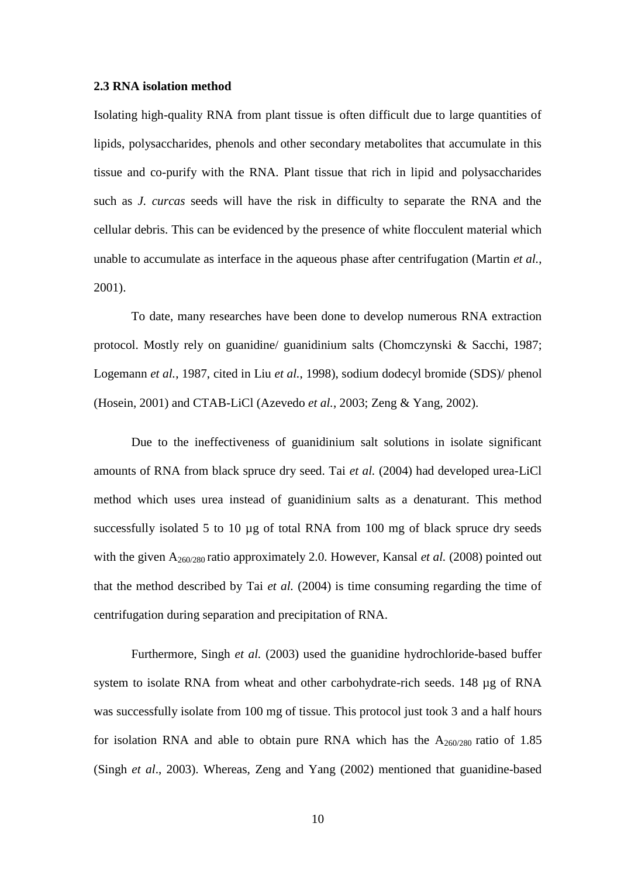### 2.3 RNA isolation method

Isolating high-quality RNA from plant tissue is often difficult due to large quantities of lipids, polysaccharides, phenols and other secondary metabolites that accumulate in this tissue and co-purify with the RNA. Plant tissue that rich in lipid and polysaccharides such as *J. curcas* seeds will have the risk in difficulty to separate the RNA and the cellular debris. This can be evidenced by the presence of white flocculent material which unable to accumulate as interface in the aqueous phase after centrifugation (Martin *et al.*, 2001).

To date, many researches have been done to develop numerous RNA extraction protocol. Mostly rely on guanidine/ guanidinium salts (Chomczynski & Sacchi, 1987; Logemann *et al.*, 1987, cited in Liu *et al.*, 1998), sodium dodecyl bromide (SDS)/ phenol (Hosein, 2001) and CTAB-LiCl (Azevedo *et al.*, 2003; Zeng & Yang, 2002).

Due to the ineffectiveness of guanidinium salt solutions in isolate significant amounts of RNA from black spruce dry seed. Tai *et al.* (2004) had developed urea-LiCl method which uses urea instead of guanidinium salts as a denaturant. This method successfully isolated 5 to 10 µg of total RNA from 100 mg of black spruce dry seeds with the given $A_{260/280}$ ratio approximately 2.0. However, Kansal *et al.* (2008) pointed out that the method described by Tai *et al.* (2004) is time consuming regarding the time of centrifugation during separation and precipitation of RNA.

Furthermore, Singh *et al.* (2003) used the guanidine hydrochloride-based buffer system to isolate RNA from wheat and other carbohydrate-rich seeds. 148 µg of RNA was successfully isolate from 100 mg of tissue. This protocol just took 3 and a half hours for isolation RNA and able to obtain pure RNA which has the $A_{260/280}$ ratio of 1.85 (Singh *et al*., 2003). Whereas, Zeng and Yang (2002) mentioned that guanidine-based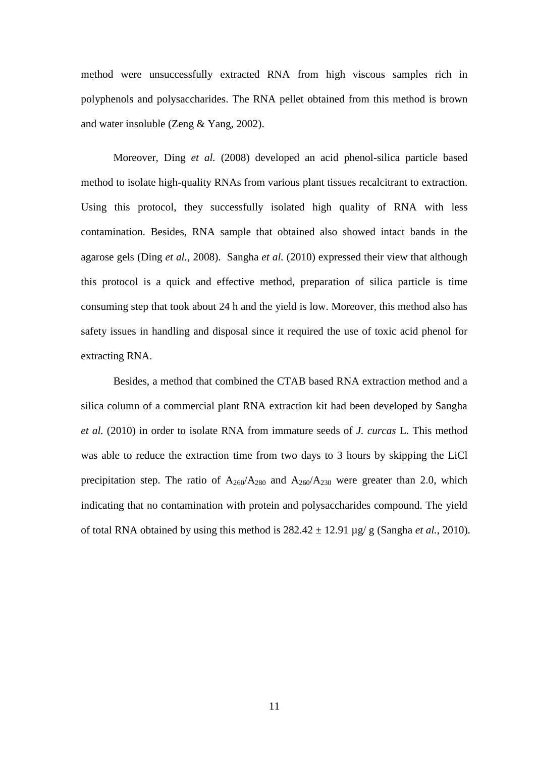method were unsuccessfully extracted RNA from high viscous samples rich in polyphenols and polysaccharides. The RNA pellet obtained from this method is brown and water insoluble (Zeng & Yang, 2002).

Moreover, Ding *et al.* (2008) developed an acid phenol-silica particle based method to isolate high-quality RNAs from various plant tissues recalcitrant to extraction. Using this protocol, they successfully isolated high quality of RNA with less contamination. Besides, RNA sample that obtained also showed intact bands in the agarose gels (Ding *et al.*, 2008). Sangha *et al.* (2010) expressed their view that although this protocol is a quick and effective method, preparation of silica particle is time consuming step that took about 24 h and the yield is low. Moreover, this method also has safety issues in handling and disposal since it required the use of toxic acid phenol for extracting RNA.

Besides, a method that combined the CTAB based RNA extraction method and a silica column of a commercial plant RNA extraction kit had been developed by Sangha *et al.* (2010) in order to isolate RNA from immature seeds of *J. curcas* L. This method was able to reduce the extraction time from two days to 3 hours by skipping the LiCl precipitation step. The ratio of $A_{260}/A_{280}$ and $A_{260}/A_{230}$ were greater than 2.0, which indicating that no contamination with protein and polysaccharides compound. The yield of total RNA obtained by using this method is $282.42 \pm 12.91$ µg/ g (Sangha *et al.*, 2010).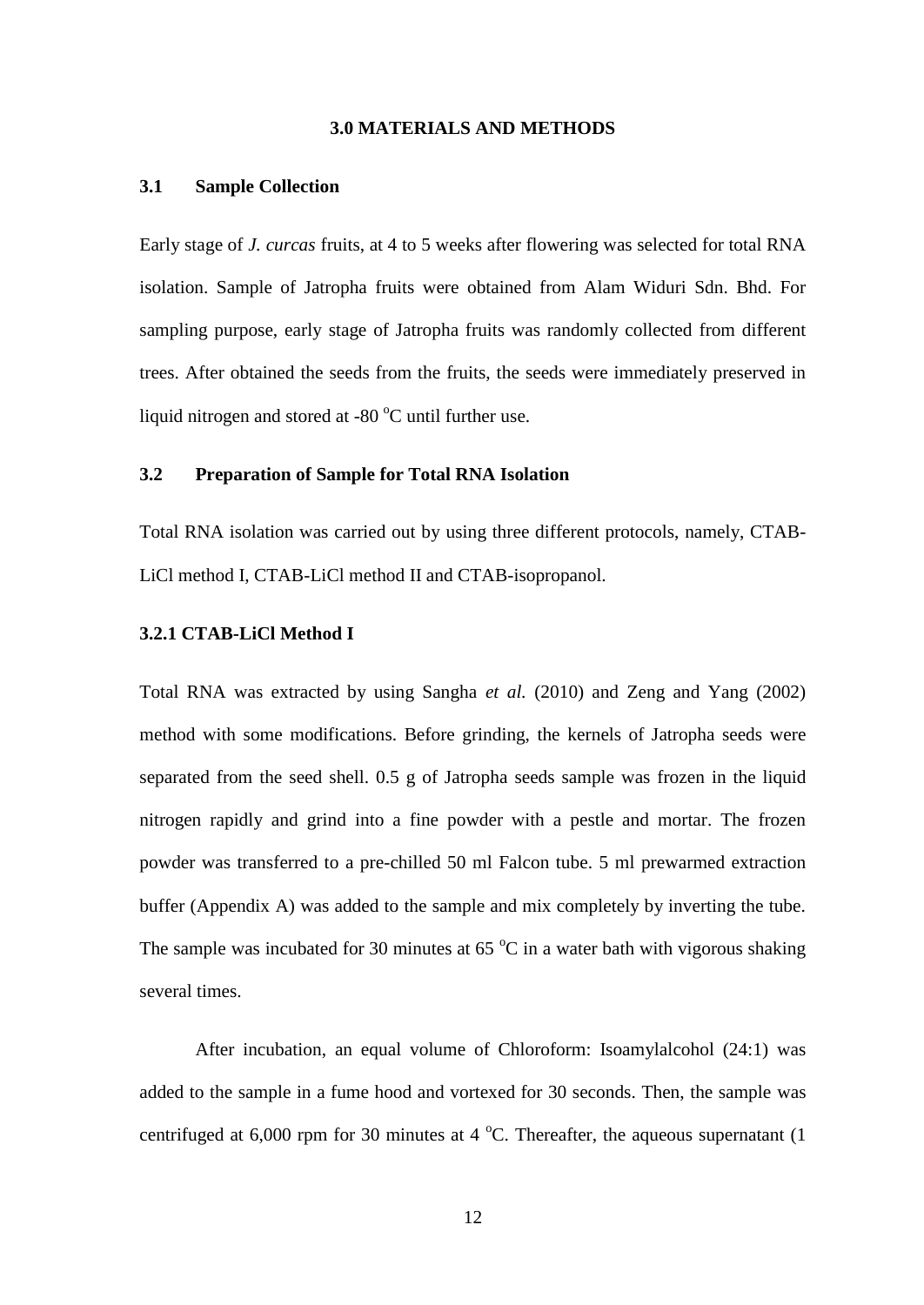# 3.0 MATERIALS AND METHODS

## 3.1 Sample Collection

Early stage of *J. curcas* fruits, at 4 to 5 weeks after flowering was selected for total RNA isolation. Sample of Jatropha fruits were obtained from Alam Widuri Sdn. Bhd. For sampling purpose, early stage of Jatropha fruits was randomly collected from different trees. After obtained the seeds from the fruits, the seeds were immediately preserved in liquid nitrogen and stored at -80 $^{o}$C until further use.

## 3.2 Preparation of Sample for Total RNA Isolation

Total RNA isolation was carried out by using three different protocols, namely, CTAB-LiCl method I, CTAB-LiCl method II and CTAB-isopropanol.

### 3.2.1 CTAB-LiCl Method I

Total RNA was extracted by using Sangha *et al.* (2010) and Zeng and Yang (2002) method with some modifications. Before grinding, the kernels of Jatropha seeds were separated from the seed shell. 0.5 g of Jatropha seeds sample was frozen in the liquid nitrogen rapidly and grind into a fine powder with a pestle and mortar. The frozen powder was transferred to a pre-chilled 50 ml Falcon tube. 5 ml prewarmed extraction buffer (Appendix A) was added to the sample and mix completely by inverting the tube. The sample was incubated for 30 minutes at 65 $^{o}$C in a water bath with vigorous shaking several times.

After incubation, an equal volume of Chloroform: Isoamylalcohol (24:1) was added to the sample in a fume hood and vortexed for 30 seconds. Then, the sample was centrifuged at 6,000 rpm for 30 minutes at 4 $^{o}$C. Thereafter, the aqueous supernatant (1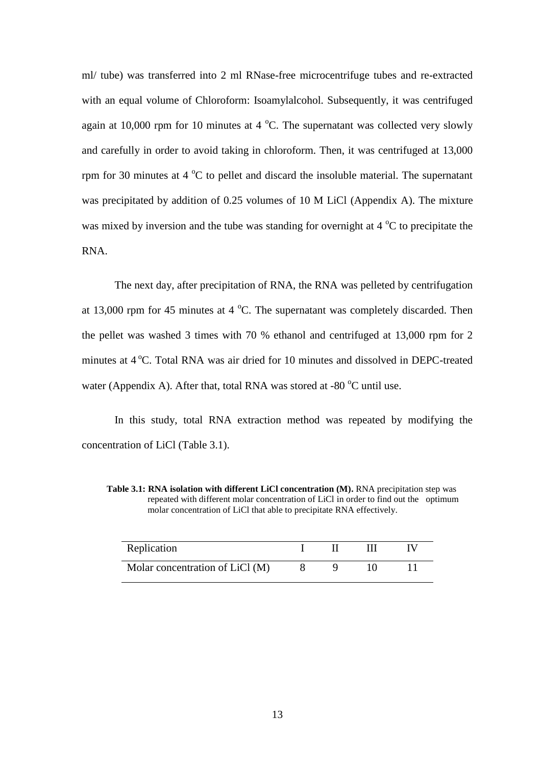ml/ tube) was transferred into 2 ml RNase-free microcentrifuge tubes and re-extracted with an equal volume of Chloroform: Isoamylalcohol. Subsequently, it was centrifuged again at 10,000 rpm for 10 minutes at 4 $^{o}$C. The supernatant was collected very slowly and carefully in order to avoid taking in chloroform. Then, it was centrifuged at 13,000 rpm for 30 minutes at 4 $^{o}$C to pellet and discard the insoluble material. The supernatant was precipitated by addition of 0.25 volumes of 10 M LiCl (Appendix A). The mixture was mixed by inversion and the tube was standing for overnight at 4 $^{o}$C to precipitate the RNA.

The next day, after precipitation of RNA, the RNA was pelleted by centrifugation at 13,000 rpm for 45 minutes at 4 $^{o}$C. The supernatant was completely discarded. Then the pellet was washed 3 times with 70 % ethanol and centrifuged at 13,000 rpm for 2 minutes at 4 $^{o}$C. Total RNA was air dried for 10 minutes and dissolved in DEPC-treated water (Appendix A). After that, total RNA was stored at -80 $^{o}$C until use.

In this study, total RNA extraction method was repeated by modifying the concentration of LiCl (Table 3.1).

**Table 3.1: RNA isolation with different LiCl concentration (M).** RNA precipitation step was repeated with different molar concentration of LiCl in order to find out the optimum molar concentration of LiCl that able to precipitate RNA effectively.

| Replication | I | II | III | IV |
|---|---|---|---|---|
| Molar concentration of LiCl (M) | 8 | 9 | 10 | 11 |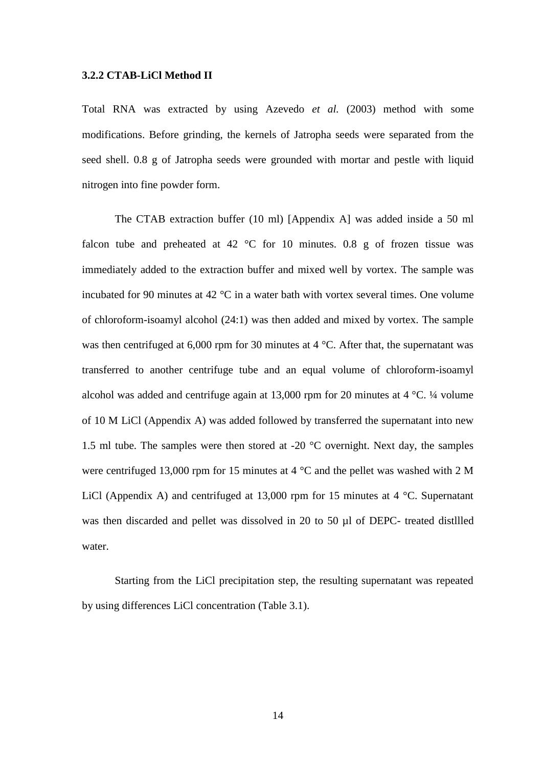### 3.2.2 CTAB-LiCl Method II

Total RNA was extracted by using Azevedo *et al.* (2003) method with some modifications. Before grinding, the kernels of Jatropha seeds were separated from the seed shell. 0.8 g of Jatropha seeds were grounded with mortar and pestle with liquid nitrogen into fine powder form.

The CTAB extraction buffer (10 ml) [Appendix A] was added inside a 50 ml falcon tube and preheated at 42 °C for 10 minutes. 0.8 g of frozen tissue was immediately added to the extraction buffer and mixed well by vortex. The sample was incubated for 90 minutes at 42 °C in a water bath with vortex several times. One volume of chloroform-isoamyl alcohol (24:1) was then added and mixed by vortex. The sample was then centrifuged at 6,000 rpm for 30 minutes at 4 °C. After that, the supernatant was transferred to another centrifuge tube and an equal volume of chloroform-isoamyl alcohol was added and centrifuge again at 13,000 rpm for 20 minutes at 4 °C. ¼ volume of 10 M LiCl (Appendix A) was added followed by transferred the supernatant into new 1.5 ml tube. The samples were then stored at -20 °C overnight. Next day, the samples were centrifuged 13,000 rpm for 15 minutes at 4 °C and the pellet was washed with 2 M LiCl (Appendix A) and centrifuged at 13,000 rpm for 15 minutes at 4 °C. Supernatant was then discarded and pellet was dissolved in 20 to 50 µl of DEPC- treated distllled water.

Starting from the LiCl precipitation step, the resulting supernatant was repeated by using differences LiCl concentration (Table 3.1).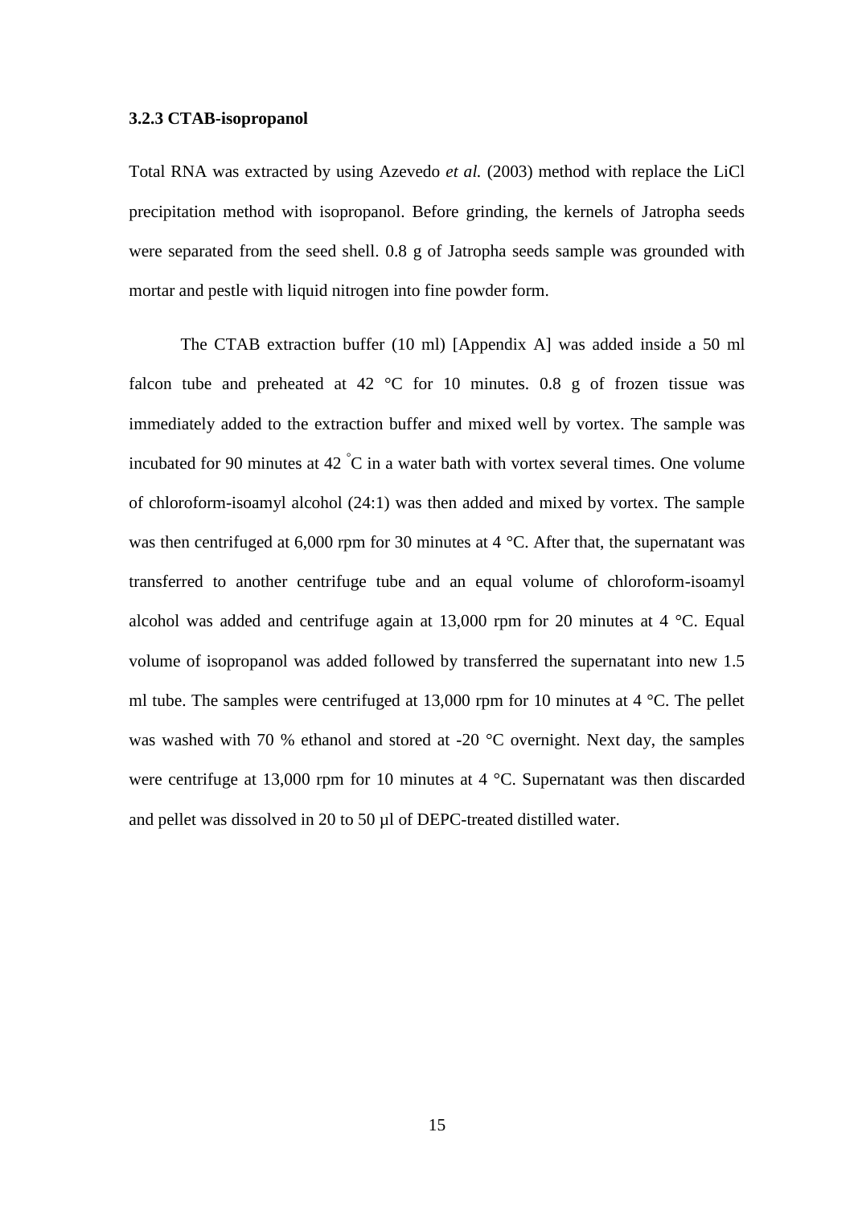### 3.2.3 CTAB-isopropanol

Total RNA was extracted by using Azevedo *et al.* (2003) method with replace the LiCl precipitation method with isopropanol. Before grinding, the kernels of Jatropha seeds were separated from the seed shell. 0.8 g of Jatropha seeds sample was grounded with mortar and pestle with liquid nitrogen into fine powder form.

The CTAB extraction buffer (10 ml) [Appendix A] was added inside a 50 ml falcon tube and preheated at 42 °C for 10 minutes. 0.8 g of frozen tissue was immediately added to the extraction buffer and mixed well by vortex. The sample was incubated for 90 minutes at 42 °C in a water bath with vortex several times. One volume of chloroform-isoamyl alcohol (24:1) was then added and mixed by vortex. The sample was then centrifuged at 6,000 rpm for 30 minutes at 4 °C. After that, the supernatant was transferred to another centrifuge tube and an equal volume of chloroform-isoamyl alcohol was added and centrifuge again at 13,000 rpm for 20 minutes at 4 °C. Equal volume of isopropanol was added followed by transferred the supernatant into new 1.5 ml tube. The samples were centrifuged at 13,000 rpm for 10 minutes at 4 °C. The pellet was washed with 70 % ethanol and stored at -20 °C overnight. Next day, the samples were centrifuge at 13,000 rpm for 10 minutes at 4 °C. Supernatant was then discarded and pellet was dissolved in 20 to 50 µl of DEPC-treated distilled water.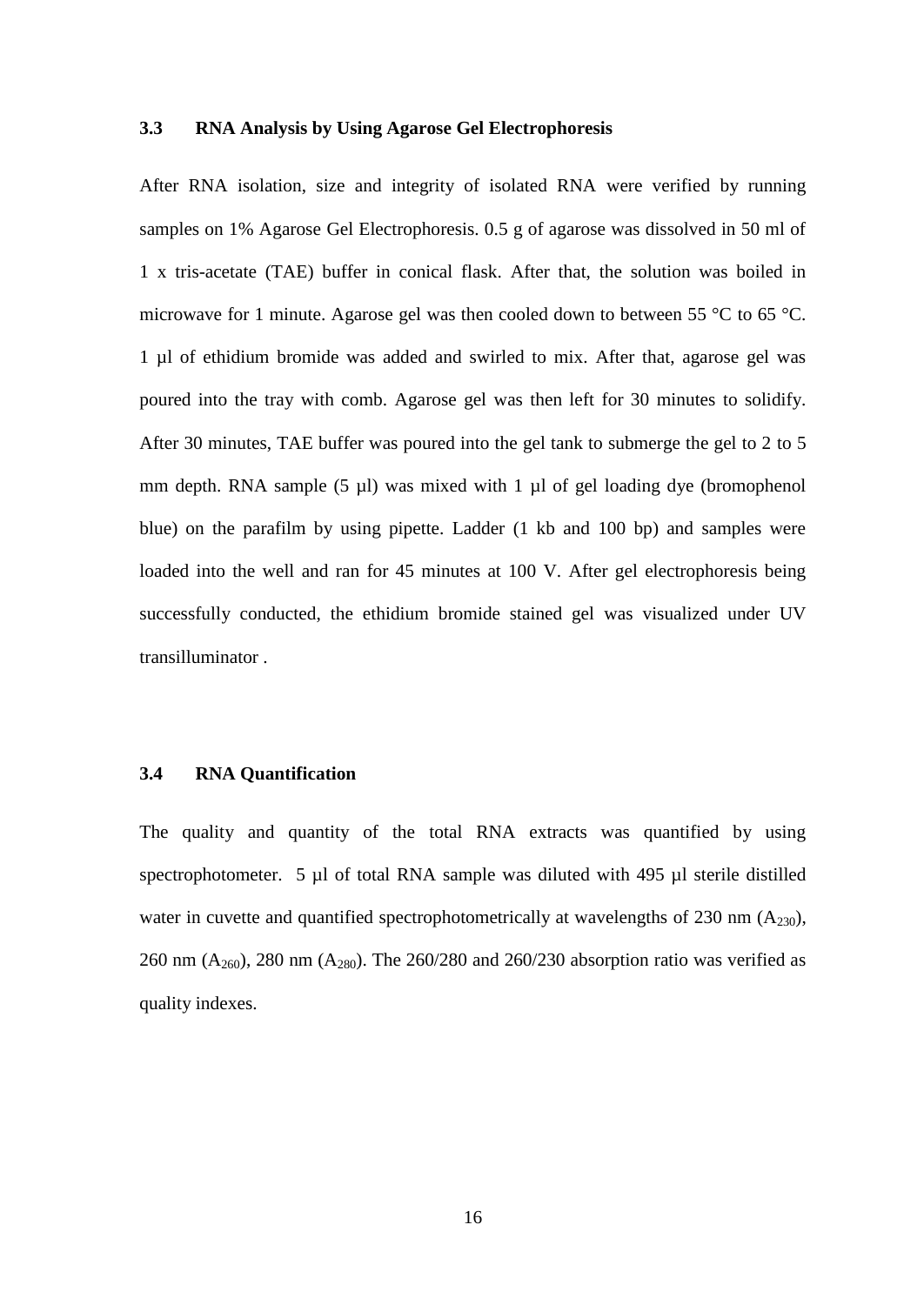### 3.3 RNA Analysis by Using Agarose Gel Electrophoresis

After RNA isolation, size and integrity of isolated RNA were verified by running samples on 1% Agarose Gel Electrophoresis. 0.5 g of agarose was dissolved in 50 ml of 1 x tris-acetate (TAE) buffer in conical flask. After that, the solution was boiled in microwave for 1 minute. Agarose gel was then cooled down to between 55 °C to 65 °C. 1 µl of ethidium bromide was added and swirled to mix. After that, agarose gel was poured into the tray with comb. Agarose gel was then left for 30 minutes to solidify. After 30 minutes, TAE buffer was poured into the gel tank to submerge the gel to 2 to 5 mm depth. RNA sample (5 µl) was mixed with 1 µl of gel loading dye (bromophenol blue) on the parafilm by using pipette. Ladder (1 kb and 100 bp) and samples were loaded into the well and ran for 45 minutes at 100 V. After gel electrophoresis being successfully conducted, the ethidium bromide stained gel was visualized under UV transilluminator .

### 3.4 RNA Quantification

The quality and quantity of the total RNA extracts was quantified by using spectrophotometer. 5 µl of total RNA sample was diluted with 495 µl sterile distilled water in cuvette and quantified spectrophotometrically at wavelengths of 230 nm ($A_{230}$), 260 nm ($A_{260}$), 280 nm ($A_{280}$). The 260/280 and 260/230 absorption ratio was verified as quality indexes.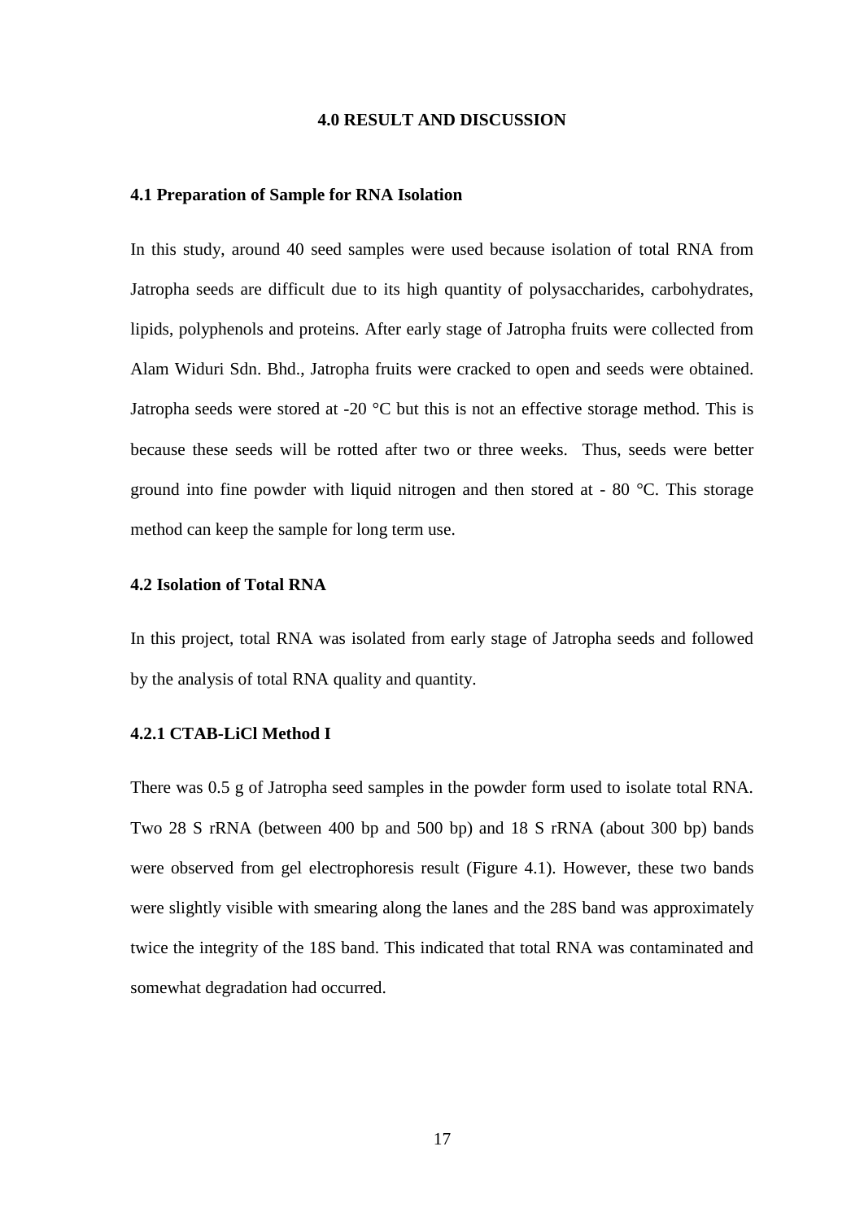# 4.0 RESULT AND DISCUSSION

## 4.1 Preparation of Sample for RNA Isolation

In this study, around 40 seed samples were used because isolation of total RNA from Jatropha seeds are difficult due to its high quantity of polysaccharides, carbohydrates, lipids, polyphenols and proteins. After early stage of Jatropha fruits were collected from Alam Widuri Sdn. Bhd., Jatropha fruits were cracked to open and seeds were obtained. Jatropha seeds were stored at -20 °C but this is not an effective storage method. This is because these seeds will be rotted after two or three weeks. Thus, seeds were better ground into fine powder with liquid nitrogen and then stored at - 80 °C. This storage method can keep the sample for long term use.

## 4.2 Isolation of Total RNA

In this project, total RNA was isolated from early stage of Jatropha seeds and followed by the analysis of total RNA quality and quantity.

### 4.2.1 CTAB-LiCl Method I

There was 0.5 g of Jatropha seed samples in the powder form used to isolate total RNA. Two 28 S rRNA (between 400 bp and 500 bp) and 18 S rRNA (about 300 bp) bands were observed from gel electrophoresis result (Figure 4.1). However, these two bands were slightly visible with smearing along the lanes and the 28S band was approximately twice the integrity of the 18S band. This indicated that total RNA was contaminated and somewhat degradation had occurred.